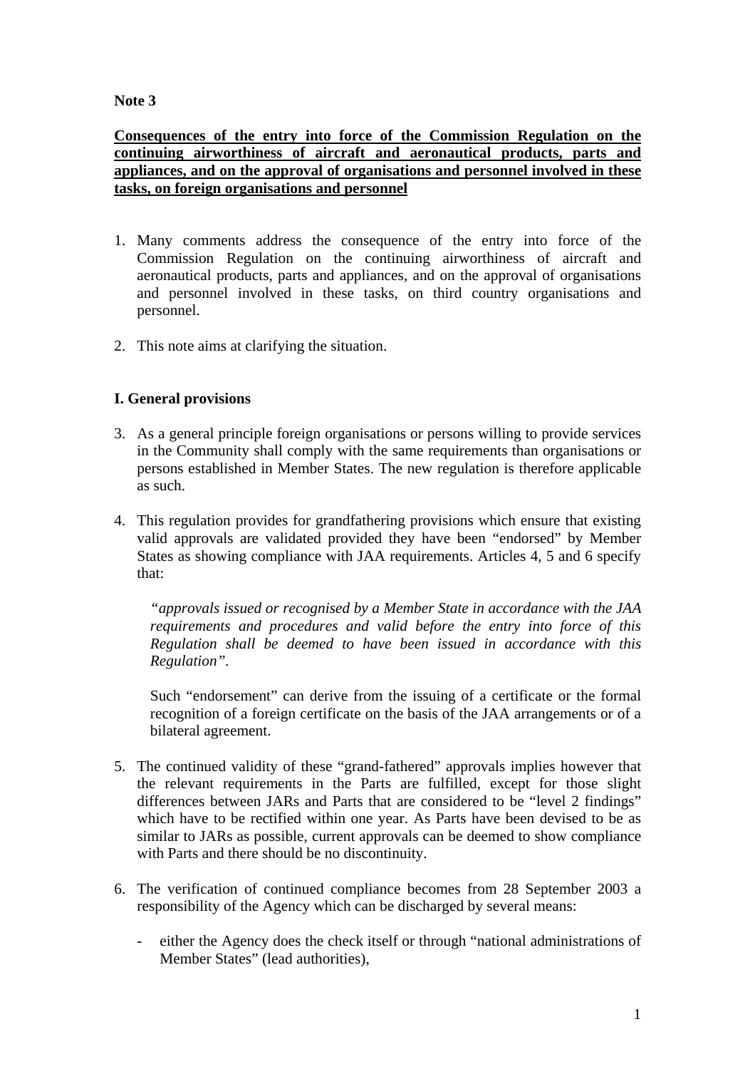**Note 3**

**Consequences of the entry into force of the Commission Regulation on the continuing airworthiness of aircraft and aeronautical products, parts and appliances, and on the approval of organisations and personnel involved in these tasks, on foreign organisations and personnel**

1. Many comments address the consequence of the entry into force of the Commission Regulation on the continuing airworthiness of aircraft and aeronautical products, parts and appliances, and on the approval of organisations and personnel involved in these tasks, on third country organisations and personnel.

2. This note aims at clarifying the situation.

## I. General provisions

3. As a general principle foreign organisations or persons willing to provide services in the Community shall comply with the same requirements than organisations or persons established in Member States. The new regulation is therefore applicable as such.

4. This regulation provides for grandfathering provisions which ensure that existing valid approvals are validated provided they have been "endorsed" by Member States as showing compliance with JAA requirements. Articles 4, 5 and 6 specify that:

   *"approvals issued or recognised by a Member State in accordance with the JAA requirements and procedures and valid before the entry into force of this Regulation shall be deemed to have been issued in accordance with this Regulation".*

   Such "endorsement" can derive from the issuing of a certificate or the formal recognition of a foreign certificate on the basis of the JAA arrangements or of a bilateral agreement.

5. The continued validity of these "grand-fathered" approvals implies however that the relevant requirements in the Parts are fulfilled, except for those slight differences between JARs and Parts that are considered to be "level 2 findings" which have to be rectified within one year. As Parts have been devised to be as similar to JARs as possible, current approvals can be deemed to show compliance with Parts and there should be no discontinuity.

6. The verification of continued compliance becomes from 28 September 2003 a responsibility of the Agency which can be discharged by several means:

   - either the Agency does the check itself or through "national administrations of Member States" (lead authorities),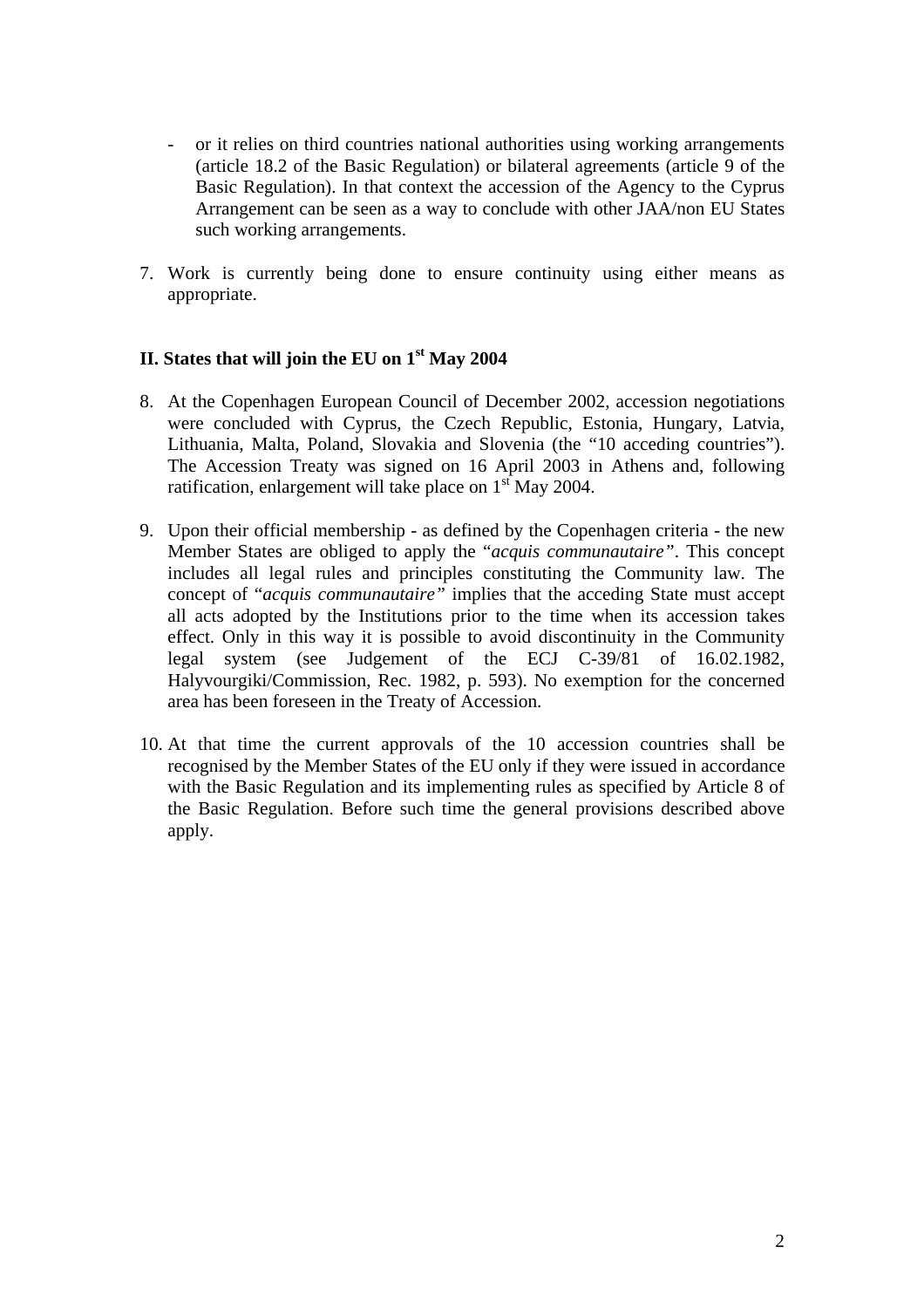- or it relies on third countries national authorities using working arrangements (article 18.2 of the Basic Regulation) or bilateral agreements (article 9 of the Basic Regulation). In that context the accession of the Agency to the Cyprus Arrangement can be seen as a way to conclude with other JAA/non EU States such working arrangements.

7. Work is currently being done to ensure continuity using either means as appropriate.

## II. States that will join the EU on 1st May 2004

8. At the Copenhagen European Council of December 2002, accession negotiations were concluded with Cyprus, the Czech Republic, Estonia, Hungary, Latvia, Lithuania, Malta, Poland, Slovakia and Slovenia (the "10 acceding countries"). The Accession Treaty was signed on 16 April 2003 in Athens and, following ratification, enlargement will take place on 1st May 2004.

9. Upon their official membership - as defined by the Copenhagen criteria - the new Member States are obliged to apply the "*acquis communautaire*". This concept includes all legal rules and principles constituting the Community law. The concept of "*acquis communautaire*" implies that the acceding State must accept all acts adopted by the Institutions prior to the time when its accession takes effect. Only in this way it is possible to avoid discontinuity in the Community legal system (see Judgement of the ECJ C-39/81 of 16.02.1982, Halyvourgiki/Commission, Rec. 1982, p. 593). No exemption for the concerned area has been foreseen in the Treaty of Accession.

10. At that time the current approvals of the 10 accession countries shall be recognised by the Member States of the EU only if they were issued in accordance with the Basic Regulation and its implementing rules as specified by Article 8 of the Basic Regulation. Before such time the general provisions described above apply.